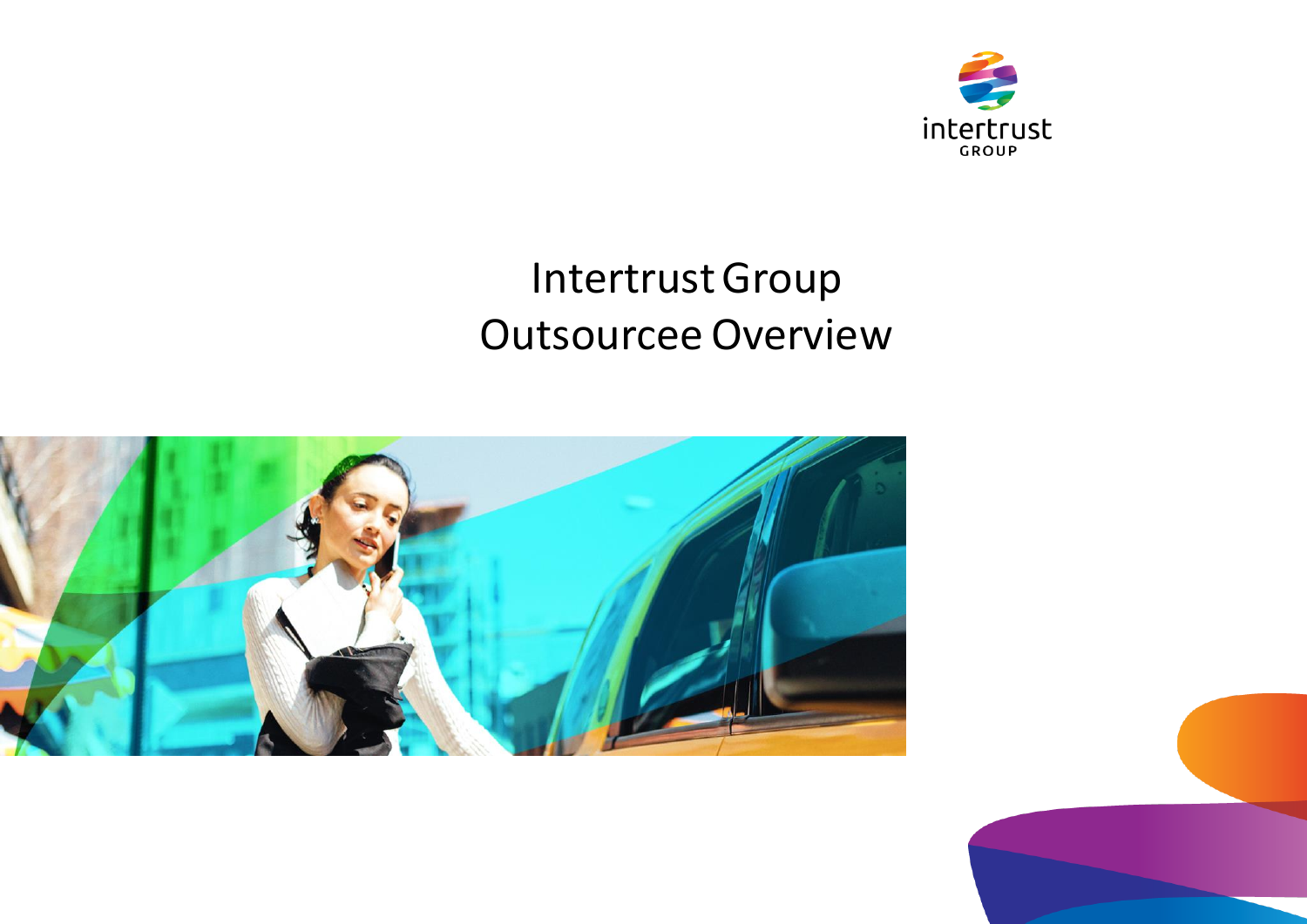intertrust GROUP

# Intertrust Group Outsourcee Overview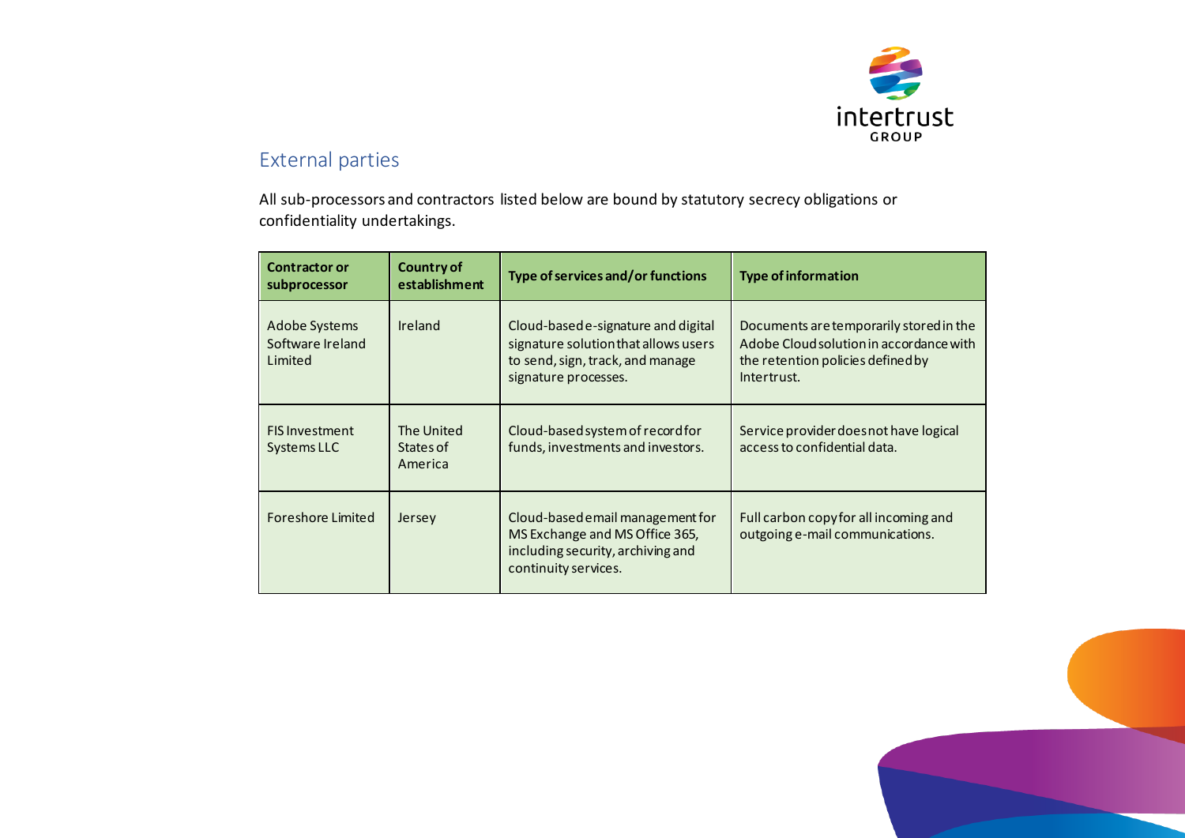## External parties

All sub-processors and contractors listed below are bound by statutory secrecy obligations or confidentiality undertakings.

| Contractor or subprocessor | Country of establishment | Type of services and/or functions | Type of information |
|---|---|---|---|
| Adobe Systems Software Ireland Limited | Ireland | Cloud-based e-signature and digital signature solution that allows users to send, sign, track, and manage signature processes. | Documents are temporarily stored in the Adobe Cloud solution in accordance with the retention policies defined by Intertrust. |
| FIS Investment Systems LLC | The United States of America | Cloud-based system of record for funds, investments and investors. | Service provider does not have logical access to confidential data. |
| Foreshore Limited | Jersey | Cloud-based email management for MS Exchange and MS Office 365, including security, archiving and continuity services. | Full carbon copy for all incoming and outgoing e-mail communications. |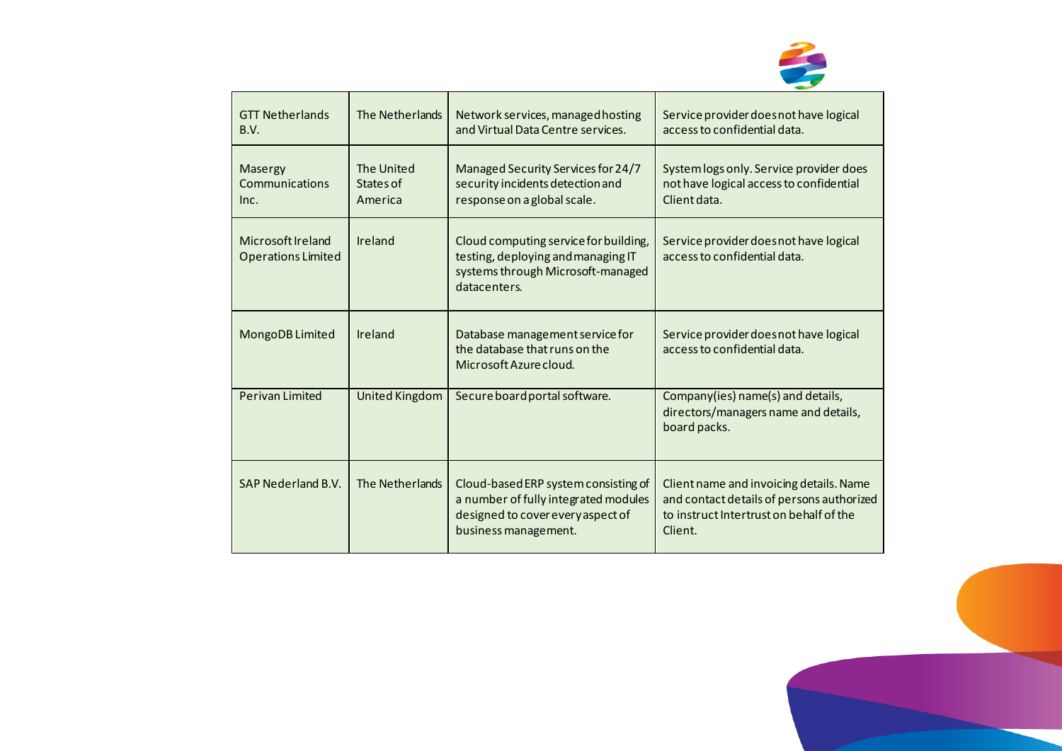| GTT Netherlands B.V. | The Netherlands | Network services, managed hosting and Virtual Data Centre services. | Service provider does not have logical access to confidential data. |
|---|---|---|---|
| Masergy Communications Inc. | The United States of America | Managed Security Services for 24/7 security incidents detection and response on a global scale. | System logs only. Service provider does not have logical access to confidential Client data. |
| Microsoft Ireland Operations Limited | Ireland | Cloud computing service for building, testing, deploying and managing IT systems through Microsoft-managed datacenters. | Service provider does not have logical access to confidential data. |
| MongoDB Limited | Ireland | Database management service for the database that runs on the Microsoft Azure cloud. | Service provider does not have logical access to confidential data. |
| Perivan Limited | United Kingdom | Secure board portal software. | Company(ies) name(s) and details, directors/managers name and details, board packs. |
| SAP Nederland B.V. | The Netherlands | Cloud-based ERP system consisting of a number of fully integrated modules designed to cover every aspect of business management. | Client name and invoicing details. Name and contact details of persons authorized to instruct Intertrust on behalf of the Client. |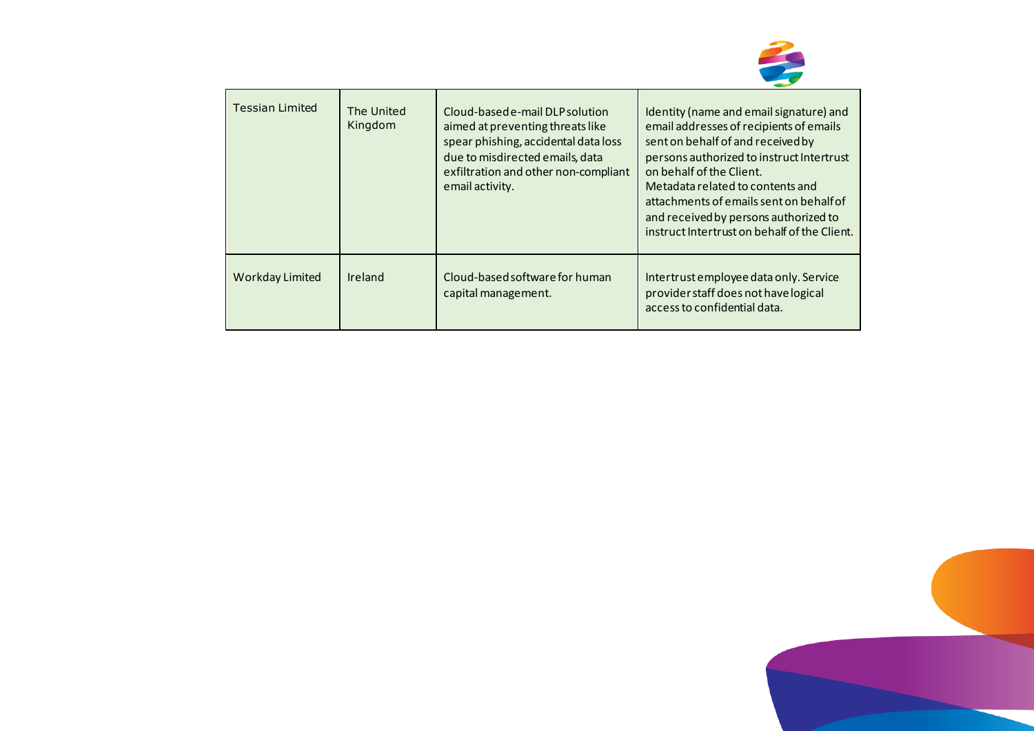| | | | |
|---|---|---|---|
| Tessian Limited | The United Kingdom | Cloud-based e-mail DLP solution aimed at preventing threats like spear phishing, accidental data loss due to misdirected emails, data exfiltration and other non-compliant email activity. | Identity (name and email signature) and email addresses of recipients of emails sent on behalf of and received by persons authorized to instruct Intertrust on behalf of the Client.<br>Metadata related to contents and attachments of emails sent on behalf of and received by persons authorized to instruct Intertrust on behalf of the Client. |
| Workday Limited | Ireland | Cloud-based software for human capital management. | Intertrust employee data only. Service provider staff does not have logical access to confidential data. |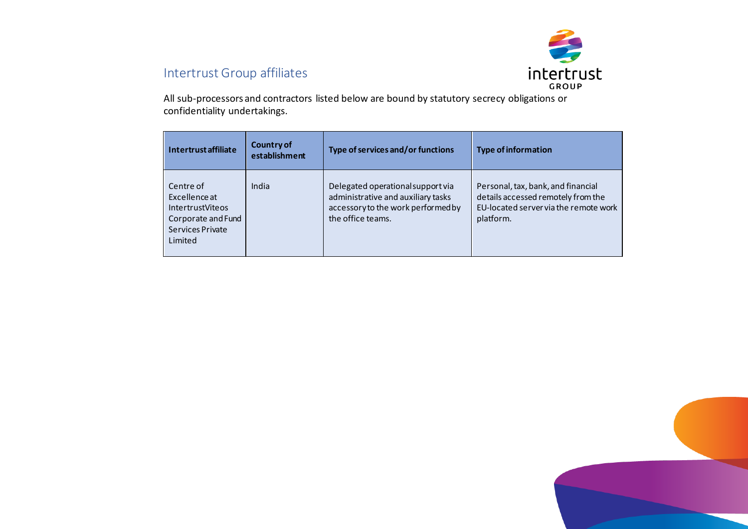## Intertrust Group affiliates

All sub-processors and contractors listed below are bound by statutory secrecy obligations or confidentiality undertakings.

| Intertrust affiliate | Country of establishment | Type of services and/or functions | Type of information |
|---|---|---|---|
| Centre of Excellence at IntertrustViteos Corporate and Fund Services Private Limited | India | Delegated operational support via administrative and auxiliary tasks accessory to the work performed by the office teams. | Personal, tax, bank, and financial details accessed remotely from the EU-located server via the remote work platform. |